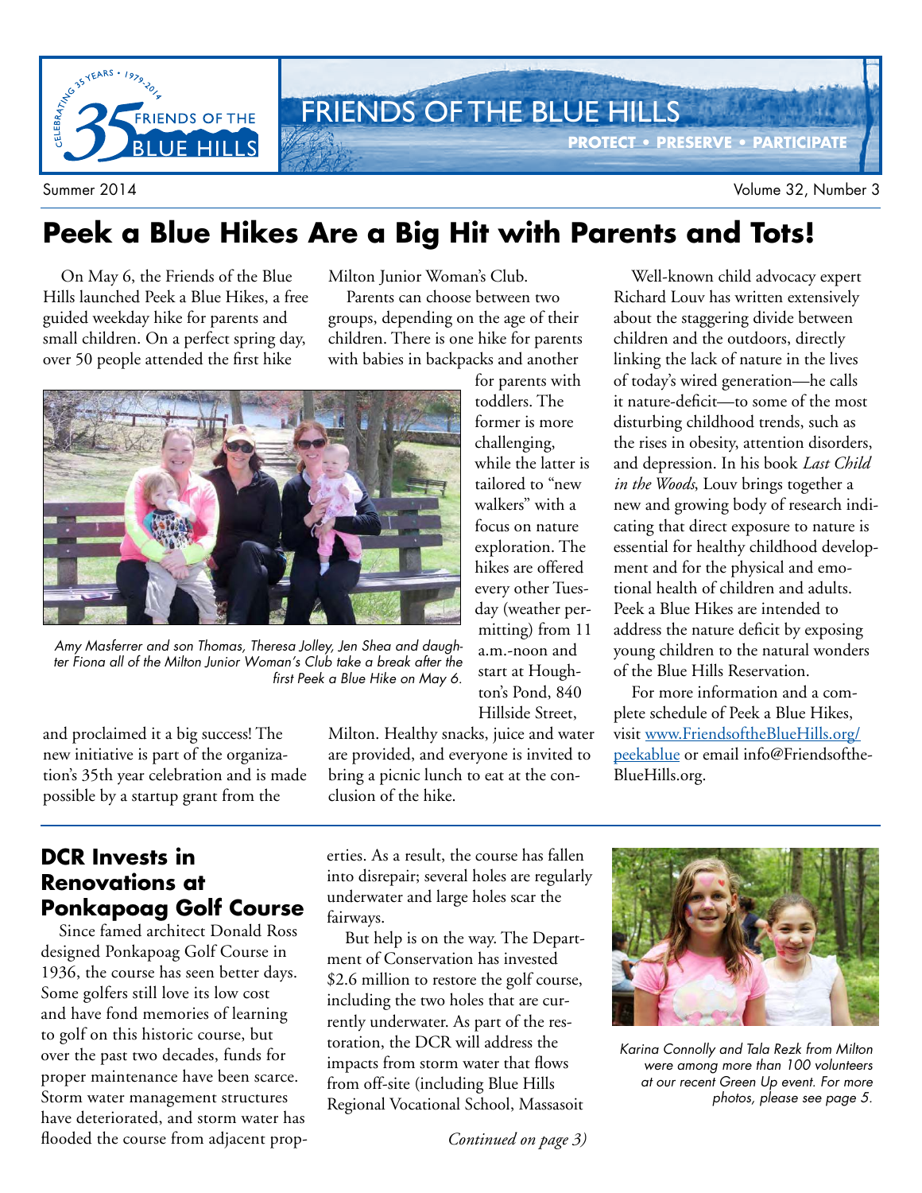# FRIENDS OF THE BLUE HILLS

**PROTECT • PRESERVE • PARTICIPATE**

Summer 2014

## Peek a Blue Hikes Are a Big Hit with Parents and Tots!

On May 6, the Friends of the Blue Hills launched Peek a Blue Hikes, a free guided weekday hike for parents and small children. On a perfect spring day, over 50 people attended the first hike and proclaimed it a big success! The new initiative is part of the organization's 35th year celebration and is made possible by a startup grant from the Milton Junior Woman's Club.

Parents can choose between two groups, depending on the age of their children. There is one hike for parents with babies in backpacks and another for parents with toddlers. The former is more challenging, while the latter is tailored to "new walkers" with a focus on nature exploration. The hikes are offered every other Tuesday (weather permitting) from 11 a.m.-noon and start at Houghton's Pond, 840 Hillside Street, Milton. Healthy snacks, juice and water are provided, and everyone is invited to bring a picnic lunch to eat at the conclusion of the hike.

*Amy Masferrer and son Thomas, Theresa Jolley, Jen Shea and daughter Fiona all of the Milton Junior Woman's Club take a break after the first Peek a Blue Hike on May 6.*

Well-known child advocacy expert Richard Louv has written extensively about the staggering divide between children and the outdoors, directly linking the lack of nature in the lives of today's wired generation—he calls it nature-deficit—to some of the most disturbing childhood trends, such as the rises in obesity, attention disorders, and depression. In his book *Last Child in the Woods*, Louv brings together a new and growing body of research indicating that direct exposure to nature is essential for healthy childhood development and for the physical and emotional health of children and adults. Peek a Blue Hikes are intended to address the nature deficit by exposing young children to the natural wonders of the Blue Hills Reservation.

For more information and a complete schedule of Peek a Blue Hikes, visit www.FriendsoftheBlueHills.org/peekablue or email info@FriendsoftheBlueHills.org.

## DCR Invests in Renovations at Ponkapoag Golf Course

Since famed architect Donald Ross designed Ponkapoag Golf Course in 1936, the course has seen better days. Some golfers still love its low cost and have fond memories of learning to golf on this historic course, but over the past two decades, funds for proper maintenance have been scarce. Storm water management structures have deteriorated, and storm water has flooded the course from adjacent properties. As a result, the course has fallen into disrepair; several holes are regularly underwater and large holes scar the fairways.

But help is on the way. The Department of Conservation has invested $2.6 million to restore the golf course, including the two holes that are currently underwater. As part of the restoration, the DCR will address the impacts from storm water that flows from off-site (including Blue Hills Regional Vocational School, Massasoit

*Continued on page 3)*

*Karina Connolly and Tala Rezk from Milton were among more than 100 volunteers at our recent Green Up event. For more photos, please see page 5.*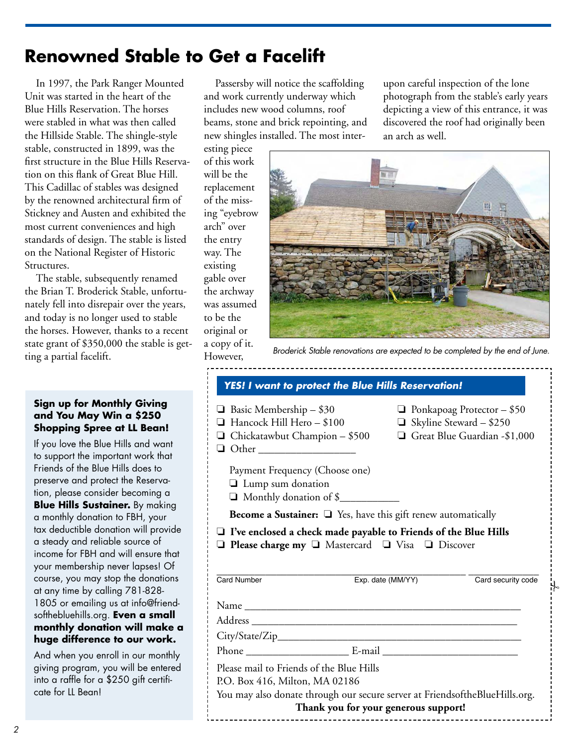# Renowned Stable to Get a Facelift

In 1997, the Park Ranger Mounted Unit was started in the heart of the Blue Hills Reservation. The horses were stabled in what was then called the Hillside Stable. The shingle-style stable, constructed in 1899, was the first structure in the Blue Hills Reservation on this flank of Great Blue Hill. This Cadillac of stables was designed by the renowned architectural firm of Stickney and Austen and exhibited the most current conveniences and high standards of design. The stable is listed on the National Register of Historic Structures.

The stable, subsequently renamed the Brian T. Broderick Stable, unfortunately fell into disrepair over the years, and today is no longer used to stable the horses. However, thanks to a recent state grant of $350,000 the stable is getting a partial facelift.

Passersby will notice the scaffolding and work currently underway which includes new wood columns, roof beams, stone and brick repointing, and new shingles installed. The most interesting piece of this work will be the replacement of the missing "eyebrow arch" over the entry way. The existing gable over the archway was assumed to be the original or a copy of it. However, upon careful inspection of the lone photograph from the stable's early years depicting a view of this entrance, it was discovered the roof had originally been an arch as well.

*Broderick Stable renovations are expected to be completed by the end of June.*

### Sign up for Monthly Giving and You May Win a $250 Shopping Spree at LL Bean!

If you love the Blue Hills and want to support the important work that Friends of the Blue Hills does to preserve and protect the Reservation, please consider becoming a **Blue Hills Sustainer.** By making a monthly donation to FBH, your tax deductible donation will provide a steady and reliable source of income for FBH and will ensure that your membership never lapses! Of course, you may stop the donations at any time by calling 781-828-1805 or emailing us at info@friendsofthebluehills.org. **Even a small monthly donation will make a huge difference to our work.**

And when you enroll in our monthly giving program, you will be entered into a raffle for a $250 gift certificate for LL Bean!

### *YES! I want to protect the Blue Hills Reservation!*

- ❑ Basic Membership – $30
- ❑ Hancock Hill Hero – $100
- ❑ Chickatawbut Champion – $500
- ❑ Other ___________________
- ❑ Ponkapoag Protector – $50
- ❑ Skyline Steward – $250
- ❑ Great Blue Guardian -$1,000

Payment Frequency (Choose one)

- ❑ Lump sum donation
- ❑ Monthly donation of $___________

**Become a Sustainer:** ❑ Yes, have this gift renew automatically

❑ **I've enclosed a check made payable to Friends of the Blue Hills**

❑ **Please charge my** ❑ Mastercard ❑ Visa ❑ Discover

_______________________________________________ _______________

Card Number Exp. date (MM/YY) Card security code

Name _______________________________________________

Address _____________________________________________

City/State/Zip_________________________________________

Phone ___________________ E-mail _________________________

Please mail to Friends of the Blue Hills
P.O. Box 416, Milton, MA 02186
You may also donate through our secure server at FriendsoftheBlueHills.org.

**Thank you for your generous support!**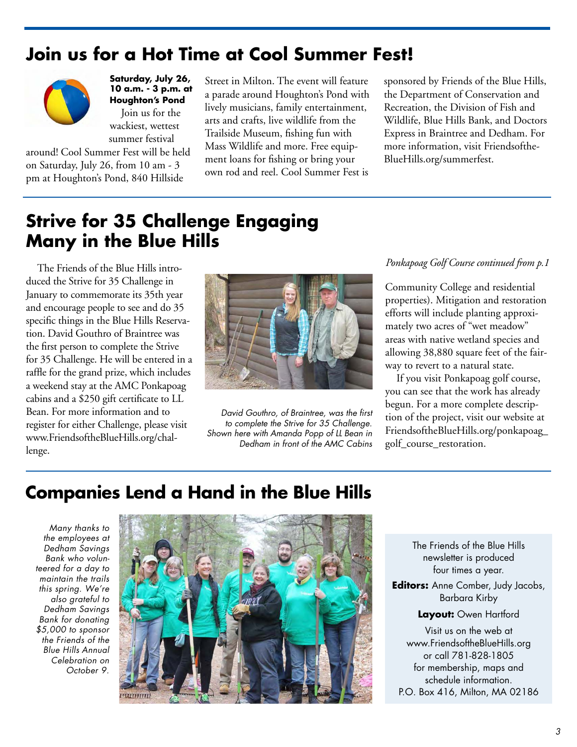## Join us for a Hot Time at Cool Summer Fest!

**Saturday, July 26, 10 a.m. - 3 p.m. at Houghton's Pond**

Join us for the wackiest, wettest summer festival around! Cool Summer Fest will be held on Saturday, July 26, from 10 am - 3 pm at Houghton's Pond, 840 Hillside Street in Milton. The event will feature a parade around Houghton's Pond with lively musicians, family entertainment, arts and crafts, live wildlife from the Trailside Museum, fishing fun with Mass Wildlife and more. Free equipment loans for fishing or bring your own rod and reel. Cool Summer Fest is sponsored by Friends of the Blue Hills, the Department of Conservation and Recreation, the Division of Fish and Wildlife, Blue Hills Bank, and Doctors Express in Braintree and Dedham. For more information, visit FriendsoftheBlueHills.org/summerfest.

## Strive for 35 Challenge Engaging Many in the Blue Hills

The Friends of the Blue Hills introduced the Strive for 35 Challenge in January to commemorate its 35th year and encourage people to see and do 35 specific things in the Blue Hills Reservation. David Gouthro of Braintree was the first person to complete the Strive for 35 Challenge. He will be entered in a raffle for the grand prize, which includes a weekend stay at the AMC Ponkapoag cabins and a $250 gift certificate to LL Bean. For more information and to register for either Challenge, please visit www.FriendsoftheBlueHills.org/challenge.

*David Gouthro, of Braintree, was the first to complete the Strive for 35 Challenge. Shown here with Amanda Popp of LL Bean in Dedham in front of the AMC Cabins*

*Ponkapoag Golf Course continued from p.1*

Community College and residential properties). Mitigation and restoration efforts will include planting approximately two acres of "wet meadow" areas with native wetland species and allowing 38,880 square feet of the fairway to revert to a natural state.

If you visit Ponkapoag golf course, you can see that the work has already begun. For a more complete description of the project, visit our website at FriendsoftheBlueHills.org/ponkapoag_golf_course_restoration.

## Companies Lend a Hand in the Blue Hills

*Many thanks to the employees at Dedham Savings Bank who volunteered for a day to maintain the trails this spring. We're also grateful to Dedham Savings Bank for donating $5,000 to sponsor the Friends of the Blue Hills Annual Celebration on October 9.*

The Friends of the Blue Hills newsletter is produced four times a year.

**Editors:** Anne Comber, Judy Jacobs, Barbara Kirby

**Layout:** Owen Hartford

Visit us on the web at www.FriendsoftheBlueHills.org or call 781-828-1805 for membership, maps and schedule information.
P.O. Box 416, Milton, MA 02186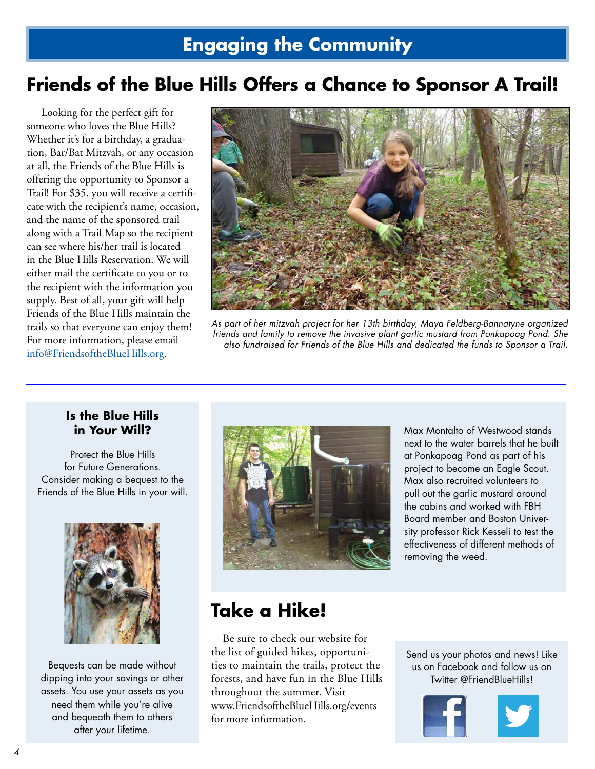## Engaging the Community

# Friends of the Blue Hills Offers a Chance to Sponsor A Trail!

Looking for the perfect gift for someone who loves the Blue Hills? Whether it's for a birthday, a graduation, Bar/Bat Mitzvah, or any occasion at all, the Friends of the Blue Hills is offering the opportunity to Sponsor a Trail! For $35, you will receive a certificate with the recipient's name, occasion, and the name of the sponsored trail along with a Trail Map so the recipient can see where his/her trail is located in the Blue Hills Reservation. We will either mail the certificate to you or to the recipient with the information you supply. Best of all, your gift will help Friends of the Blue Hills maintain the trails so that everyone can enjoy them! For more information, please email info@FriendsoftheBlueHills.org.

*As part of her mitzvah project for her 13th birthday, Maya Feldberg-Bannatyne organized friends and family to remove the invasive plant garlic mustard from Ponkapoag Pond. She also fundraised for Friends of the Blue Hills and dedicated the funds to Sponsor a Trail.*

### Is the Blue Hills in Your Will?

Protect the Blue Hills for Future Generations. Consider making a bequest to the Friends of the Blue Hills in your will.

Bequests can be made without dipping into your savings or other assets. You use your assets as you need them while you're alive and bequeath them to others after your lifetime.

Max Montalto of Westwood stands next to the water barrels that he built at Ponkapoag Pond as part of his project to become an Eagle Scout. Max also recruited volunteers to pull out the garlic mustard around the cabins and worked with FBH Board member and Boston University professor Rick Kesseli to test the effectiveness of different methods of removing the weed.

# Take a Hike!

Be sure to check our website for the list of guided hikes, opportunities to maintain the trails, protect the forests, and have fun in the Blue Hills throughout the summer. Visit www.FriendsoftheBlueHills.org/events for more information.

Send us your photos and news! Like us on Facebook and follow us on Twitter @FriendBlueHills!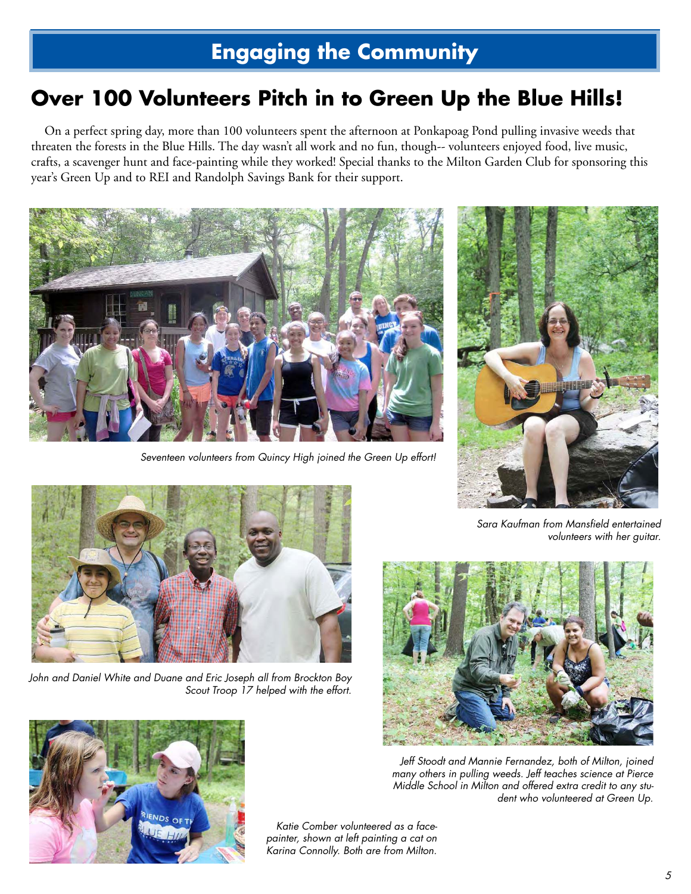## Engaging the Community

# Over 100 Volunteers Pitch in to Green Up the Blue Hills!

On a perfect spring day, more than 100 volunteers spent the afternoon at Ponkapoag Pond pulling invasive weeds that threaten the forests in the Blue Hills. The day wasn't all work and no fun, though-- volunteers enjoyed food, live music, crafts, a scavenger hunt and face-painting while they worked! Special thanks to the Milton Garden Club for sponsoring this year's Green Up and to REI and Randolph Savings Bank for their support.

*Seventeen volunteers from Quincy High joined the Green Up effort!*

*Sara Kaufman from Mansfield entertained volunteers with her guitar.*

*John and Daniel White and Duane and Eric Joseph all from Brockton Boy Scout Troop 17 helped with the effort.*

*Jeff Stoodt and Mannie Fernandez, both of Milton, joined many others in pulling weeds. Jeff teaches science at Pierce Middle School in Milton and offered extra credit to any student who volunteered at Green Up.*

*Katie Comber volunteered as a face-painter, shown at left painting a cat on Karina Connolly. Both are from Milton.*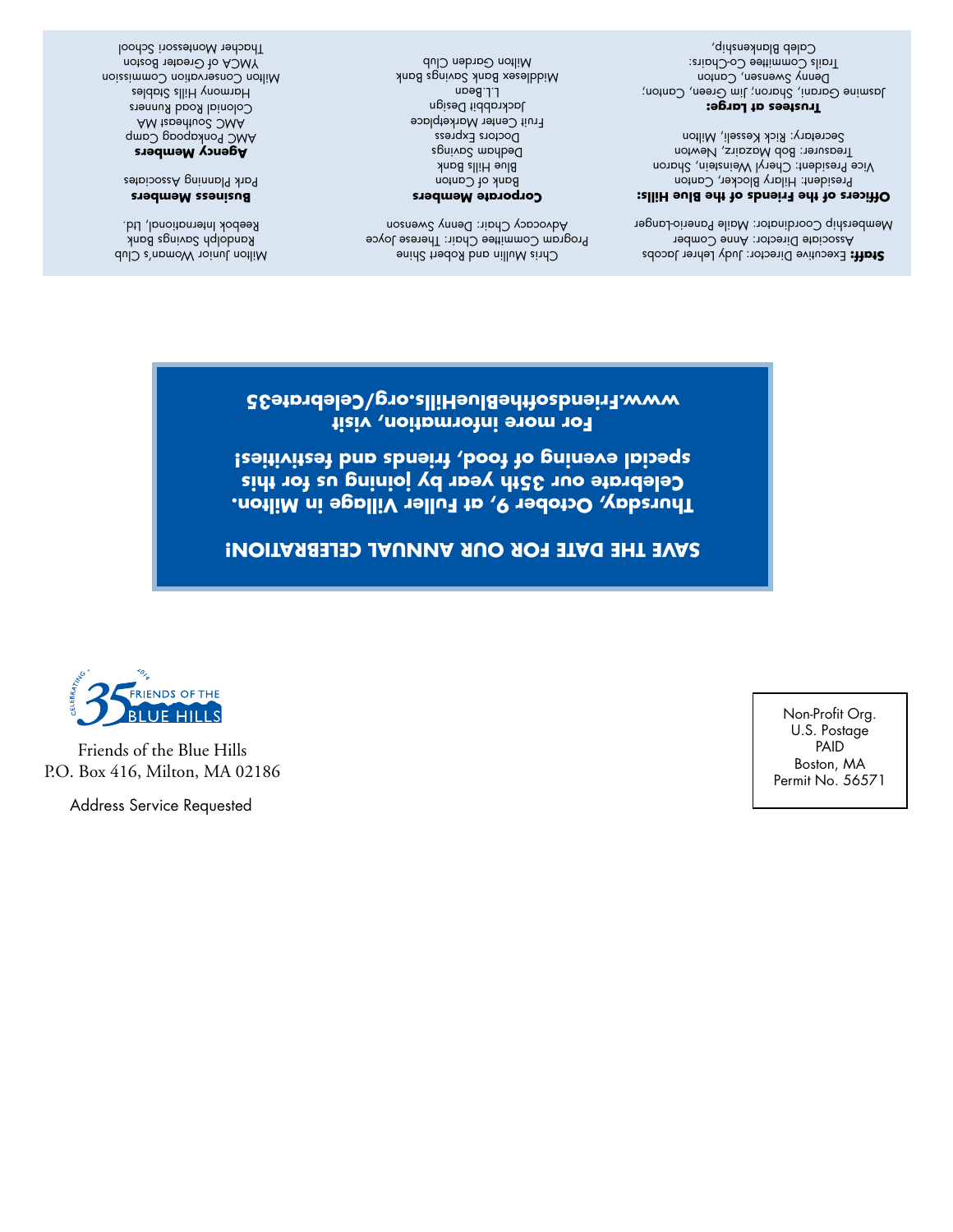**Staff:** Executive Director: Judy Lehrer Jacobs
Associate Director: Anne Comber
Membership Coordinator: Maile Panerio-Langer

**Officers of the Friends of the Blue Hills:**
President: Hilary Blocker, Canton
Vice President: Cheryl Weinstein, Sharon
Treasurer: Bob Mazairz, Newton
Secretary: Rick Kesseli, Milton

**Trustees at Large:**
Jasmine Garani, Sharon; Jim Green, Canton;
Denny Swensen, Canton
Trails Committee Co-Chairs:
Caleb Blankenship,

Chris Mullin and Robert Shine
Program Committee Chair: Therese Joyce
Advocacy Chair: Denny Swenson

**Corporate Members**
Bank of Canton
Blue Hills Bank
Dedham Savings
Doctors Express
Fruit Center Marketplace
Jackrabbit Design
L.L.Bean
Middlesex Bank Savings Bank
Milton Garden Club

Milton Junior Woman's Club
Randolph Savings Bank
Reebok International, Ltd.

**Business Members**
Park Planning Associates

**Agency Members**
AMC Ponkapoag Camp
AMC Southeast MA
Colonial Road Runners
Harmony Hills Stables
Milton Conservation Commission
YMCA of Greater Boston
Thacher Montessori School

**SAVE THE DATE FOR OUR ANNUAL CELEBRATION!**

**Thursday, October 9, at Fuller Village in Milton. Celebrate our 35th year by joining us for this special evening of food, friends and festivities!**

**For more information, visit www.FriendsoftheBlueHills.org/Celebrate35**

CELEBRATING 35 2014 FRIENDS OF THE BLUE HILLS

Friends of the Blue Hills
P.O. Box 416, Milton, MA 02186

Address Service Requested

Non-Profit Org.
U.S. Postage
PAID
Boston, MA
Permit No. 56571